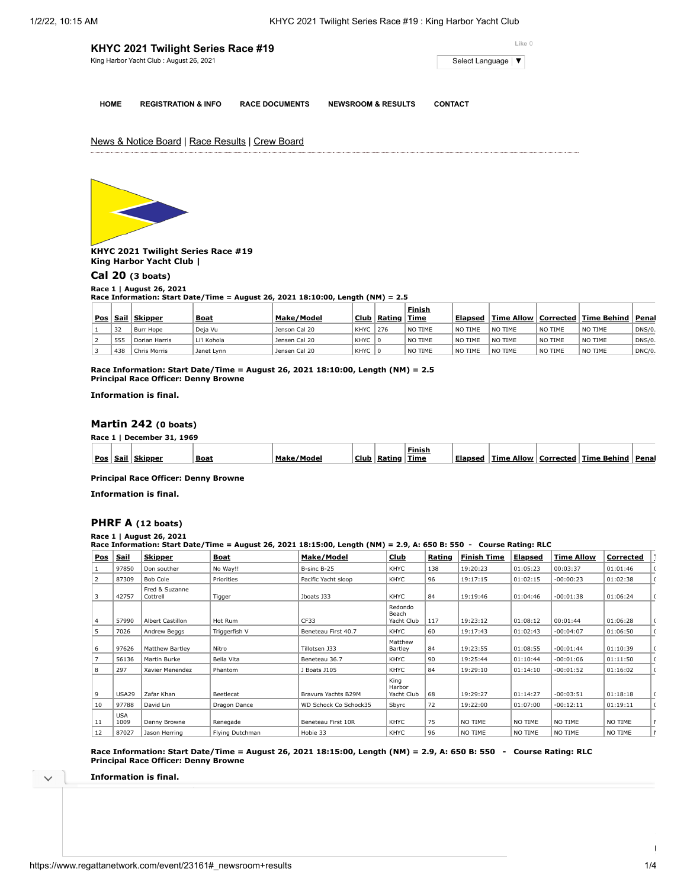# KHYC 2021 Twilight Series Race #19

King Harbor Yacht Club : August 26, 2021

Like 0

Select Language ▼

HOME | REGISTRATION & INFO | RACE DOCUMENTS | NEWSROOM & RESULTS | CONTACT

News & Notice Board | Race Results | Crew Board

**KHYC 2021 Twilight Series Race #19**
**King Harbor Yacht Club |**

## Cal 20 (3 boats)

**Race 1 | August 26, 2021**
**Race Information: Start Date/Time = August 26, 2021 18:10:00, Length (NM) = 2.5**

| Pos | Sail | Skipper | Boat | Make/Model | Club | Rating | Finish Time | Elapsed | Time Allow | Corrected | Time Behind | Penal |
|---|---|---|---|---|---|---|---|---|---|---|---|---|
| 1 | 32 | Burr Hope | Deja Vu | Jenson Cal 20 | KHYC | 276 | NO TIME | NO TIME | NO TIME | NO TIME | NO TIME | DNS/0. |
| 2 | 555 | Dorian Harris | Li'l Kohola | Jensen Cal 20 | KHYC | 0 | NO TIME | NO TIME | NO TIME | NO TIME | NO TIME | DNS/0. |
| 3 | 438 | Chris Morris | Janet Lynn | Jensen Cal 20 | KHYC | 0 | NO TIME | NO TIME | NO TIME | NO TIME | NO TIME | DNC/0. |

**Race Information: Start Date/Time = August 26, 2021 18:10:00, Length (NM) = 2.5**
**Principal Race Officer: Denny Browne**

**Information is final.**

## Martin 242 (0 boats)

**Race 1 | December 31, 1969**

| Pos | Sail | Skipper | Boat | Make/Model | Club | Rating | Finish Time | Elapsed | Time Allow | Corrected | Time Behind | Penal |
|---|---|---|---|---|---|---|---|---|---|---|---|---|

**Principal Race Officer: Denny Browne**

**Information is final.**

## PHRF A (12 boats)

**Race 1 | August 26, 2021**
**Race Information: Start Date/Time = August 26, 2021 18:15:00, Length (NM) = 2.9, A: 650 B: 550 - Course Rating: RLC**

| Pos | Sail | Skipper | Boat | Make/Model | Club | Rating | Finish Time | Elapsed | Time Allow | Corrected |
|---|---|---|---|---|---|---|---|---|---|---|
| 1 | 97850 | Don souther | No Way!! | B-sinc B-25 | KHYC | 138 | 19:20:23 | 01:05:23 | 00:03:37 | 01:01:46 |
| 2 | 87309 | Bob Cole | Priorities | Pacific Yacht sloop | KHYC | 96 | 19:17:15 | 01:02:15 | -00:00:23 | 01:02:38 |
| 3 | 42757 | Fred & Suzanne Cottrell | Tigger | Jboats J33 | KHYC | 84 | 19:19:46 | 01:04:46 | -00:01:38 | 01:06:24 |
| 4 | 57990 | Albert Castillon | Hot Rum | CF33 | Redondo Beach Yacht Club | 117 | 19:23:12 | 01:08:12 | 00:01:44 | 01:06:28 |
| 5 | 7026 | Andrew Beggs | Triggerfish V | Beneteau First 40.7 | KHYC | 60 | 19:17:43 | 01:02:43 | -00:04:07 | 01:06:50 |
| 6 | 97626 | Matthew Bartley | Nitro | Tillotsen J33 | Matthew Bartley | 84 | 19:23:55 | 01:08:55 | -00:01:44 | 01:10:39 |
| 7 | 56136 | Martin Burke | Bella Vita | Beneteau 36.7 | KHYC | 90 | 19:25:44 | 01:10:44 | -00:01:06 | 01:11:50 |
| 8 | 297 | Xavier Menendez | Phantom | J Boats J105 | KHYC | 84 | 19:29:10 | 01:14:10 | -00:01:52 | 01:16:02 |
| 9 | USA29 | Zafar Khan | Beetlecat | Bravura Yachts B29M | King Harbor Yacht Club | 68 | 19:29:27 | 01:14:27 | -00:03:51 | 01:18:18 |
| 10 | 97788 | David Lin | Dragon Dance | WD Schock Co Schock35 | Sbyrc | 72 | 19:22:00 | 01:07:00 | -00:12:11 | 01:19:11 |
| 11 | USA 1009 | Denny Browne | Renegade | Beneteau First 10R | KHYC | 75 | NO TIME | NO TIME | NO TIME | NO TIME |
| 12 | 87027 | Jason Herring | Flying Dutchman | Hobie 33 | KHYC | 96 | NO TIME | NO TIME | NO TIME | NO TIME |

**Race Information: Start Date/Time = August 26, 2021 18:15:00, Length (NM) = 2.9, A: 650 B: 550 - Course Rating: RLC**
**Principal Race Officer: Denny Browne**

**Information is final.**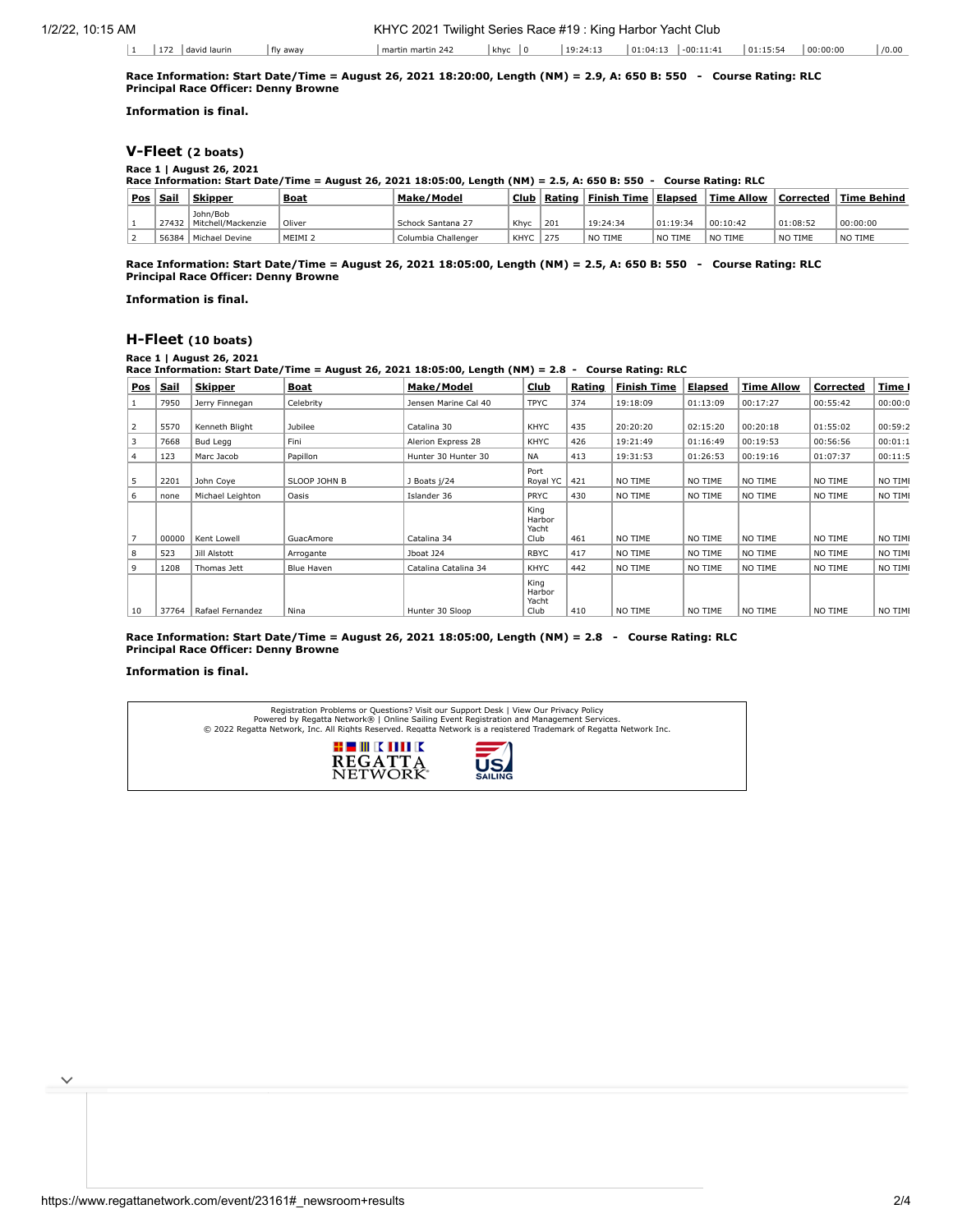| 1 | 172 | david laurin | fly away | martin martin 242 | khyc | 0 | 19:24:13 | 01:04:13 | -00:11:41 | 01:15:54 | 00:00:00 | /0.00 |
|---|---|---|---|---|---|---|---|---|---|---|---|---|

**Race Information: Start Date/Time = August 26, 2021 18:20:00, Length (NM) = 2.9, A: 650 B: 550 - Course Rating: RLC**
**Principal Race Officer: Denny Browne**

**Information is final.**

## V-Fleet (2 boats)

**Race 1 | August 26, 2021**
**Race Information: Start Date/Time = August 26, 2021 18:05:00, Length (NM) = 2.5, A: 650 B: 550 - Course Rating: RLC**

| Pos | Sail | Skipper | Boat | Make/Model | Club | Rating | Finish Time | Elapsed | Time Allow | Corrected | Time Behind |
|---|---|---|---|---|---|---|---|---|---|---|---|
| 1 | 27432 | John/Bob Mitchell/Mackenzie | Oliver | Schock Santana 27 | Khyc | 201 | 19:24:34 | 01:19:34 | 00:10:42 | 01:08:52 | 00:00:00 |
| 2 | 56384 | Michael Devine | MEIMI 2 | Columbia Challenger | KHYC | 275 | NO TIME | NO TIME | NO TIME | NO TIME | NO TIME |

**Race Information: Start Date/Time = August 26, 2021 18:05:00, Length (NM) = 2.5, A: 650 B: 550 - Course Rating: RLC**
**Principal Race Officer: Denny Browne**

**Information is final.**

## H-Fleet (10 boats)

**Race 1 | August 26, 2021**
**Race Information: Start Date/Time = August 26, 2021 18:05:00, Length (NM) = 2.8 - Course Rating: RLC**

| Pos | Sail | Skipper | Boat | Make/Model | Club | Rating | Finish Time | Elapsed | Time Allow | Corrected | Time I |
|---|---|---|---|---|---|---|---|---|---|---|---|
| 1 | 7950 | Jerry Finnegan | Celebrity | Jensen Marine Cal 40 | TPYC | 374 | 19:18:09 | 01:13:09 | 00:17:27 | 00:55:42 | 00:00:0 |
| 2 | 5570 | Kenneth Blight | Jubilee | Catalina 30 | KHYC | 435 | 20:20:20 | 02:15:20 | 00:20:18 | 01:55:02 | 00:59:2 |
| 3 | 7668 | Bud Legg | Fini | Alerion Express 28 | KHYC | 426 | 19:21:49 | 01:16:49 | 00:19:53 | 00:56:56 | 00:01:1 |
| 4 | 123 | Marc Jacob | Papillon | Hunter 30 Hunter 30 | NA | 413 | 19:31:53 | 01:26:53 | 00:19:16 | 01:07:37 | 00:11:5 |
| 5 | 2201 | John Coye | SLOOP JOHN B | J Boats j/24 | Port Royal YC | 421 | NO TIME | NO TIME | NO TIME | NO TIME | NO TIMI |
| 6 | none | Michael Leighton | Oasis | Islander 36 | PRYC | 430 | NO TIME | NO TIME | NO TIME | NO TIME | NO TIMI |
| 7 | 00000 | Kent Lowell | GuacAmore | Catalina 34 | King Harbor Yacht Club | 461 | NO TIME | NO TIME | NO TIME | NO TIME | NO TIMI |
| 8 | 523 | Jill Alstott | Arrogante | Jboat J24 | RBYC | 417 | NO TIME | NO TIME | NO TIME | NO TIME | NO TIMI |
| 9 | 1208 | Thomas Jett | Blue Haven | Catalina Catalina 34 | KHYC | 442 | NO TIME | NO TIME | NO TIME | NO TIME | NO TIMI |
| 10 | 37764 | Rafael Fernandez | Nina | Hunter 30 Sloop | King Harbor Yacht Club | 410 | NO TIME | NO TIME | NO TIME | NO TIME | NO TIMI |

**Race Information: Start Date/Time = August 26, 2021 18:05:00, Length (NM) = 2.8 - Course Rating: RLC**
**Principal Race Officer: Denny Browne**

**Information is final.**

Registration Problems or Questions? Visit our Support Desk | View Our Privacy Policy
Powered by Regatta Network® | Online Sailing Event Registration and Management Services.
© 2022 Regatta Network, Inc. All Rights Reserved. Regatta Network is a registered Trademark of Regatta Network Inc.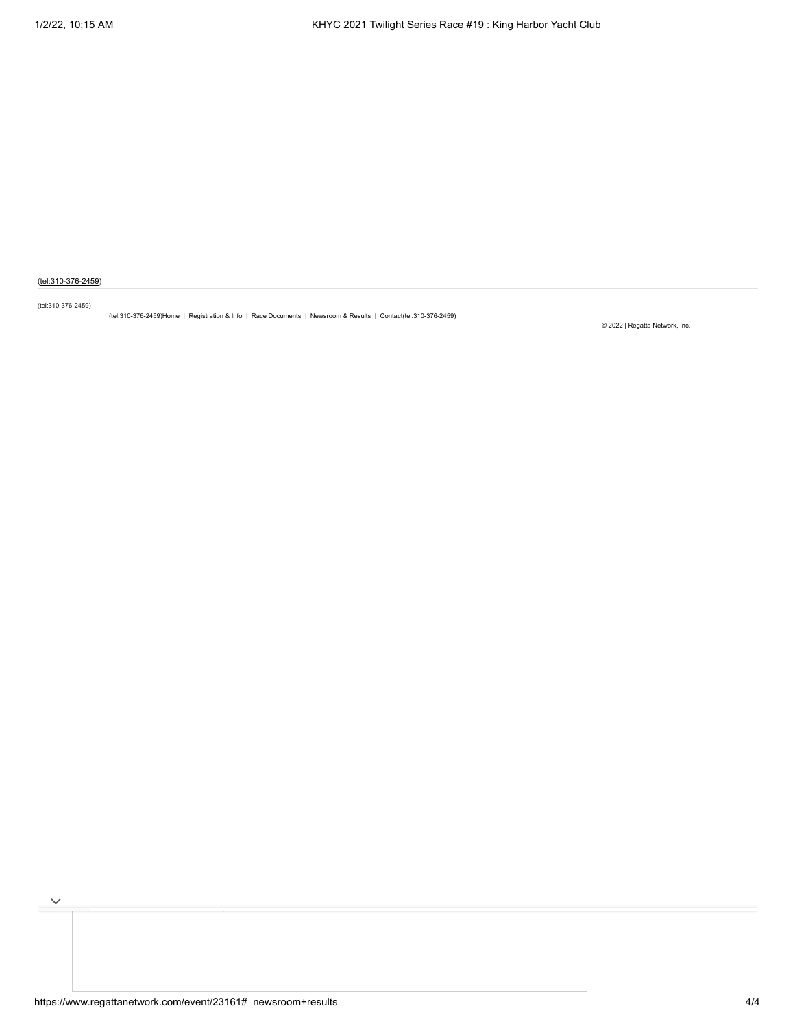(tel:310-376-2459)

(tel:310-376-2459)

(tel:310-376-2459)Home | Registration & Info | Race Documents | Newsroom & Results | Contact(tel:310-376-2459)

© 2022 | Regatta Network, Inc.